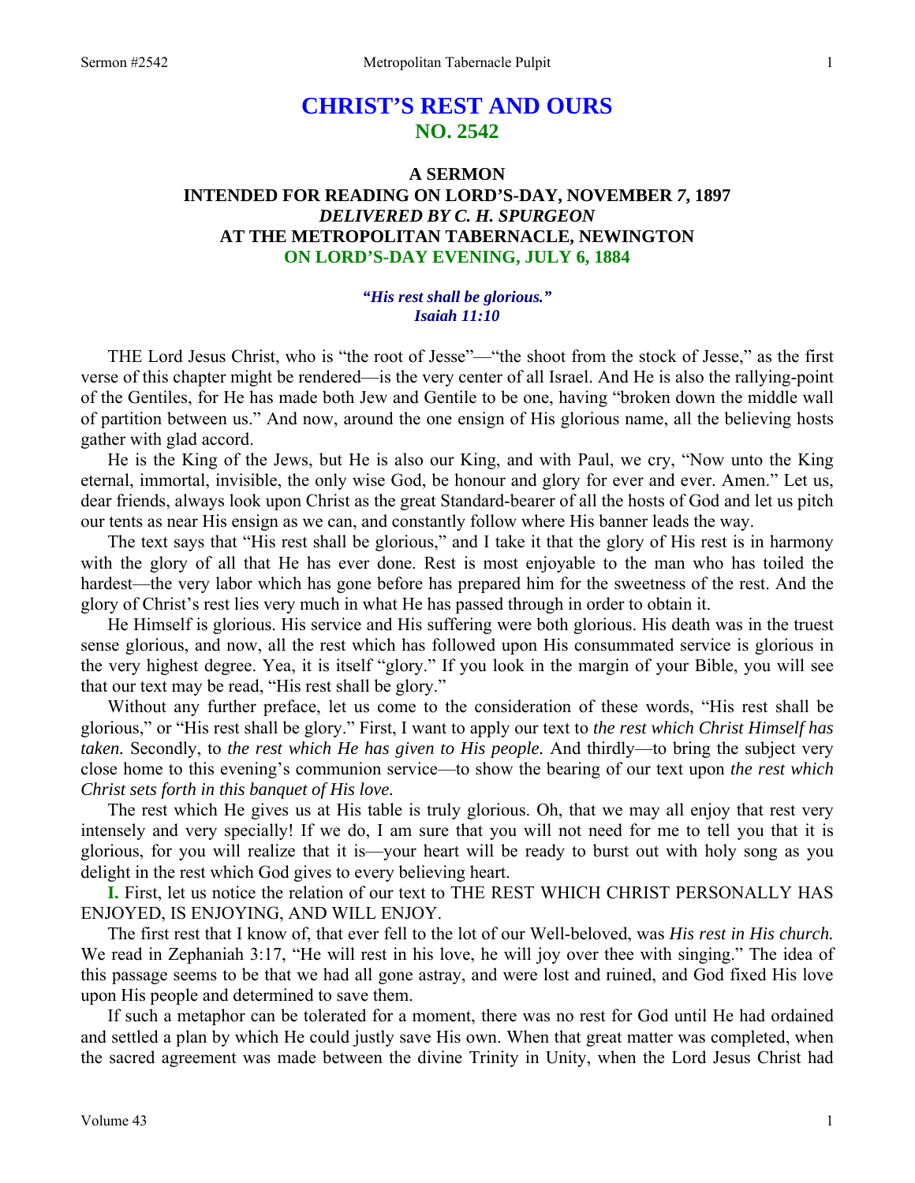# CHRIST'S REST AND OURS
## NO. 2542

### A SERMON
### INTENDED FOR READING ON LORD'S-DAY, NOVEMBER 7, 1897
### *DELIVERED BY C. H. SPURGEON*
### AT THE METROPOLITAN TABERNACLE, NEWINGTON
### ON LORD'S-DAY EVENING, JULY 6, 1884

***"His rest shall be glorious."***
***Isaiah 11:10***

THE Lord Jesus Christ, who is "the root of Jesse"—"the shoot from the stock of Jesse," as the first verse of this chapter might be rendered—is the very center of all Israel. And He is also the rallying-point of the Gentiles, for He has made both Jew and Gentile to be one, having "broken down the middle wall of partition between us." And now, around the one ensign of His glorious name, all the believing hosts gather with glad accord.

He is the King of the Jews, but He is also our King, and with Paul, we cry, "Now unto the King eternal, immortal, invisible, the only wise God, be honour and glory for ever and ever. Amen." Let us, dear friends, always look upon Christ as the great Standard-bearer of all the hosts of God and let us pitch our tents as near His ensign as we can, and constantly follow where His banner leads the way.

The text says that "His rest shall be glorious," and I take it that the glory of His rest is in harmony with the glory of all that He has ever done. Rest is most enjoyable to the man who has toiled the hardest—the very labor which has gone before has prepared him for the sweetness of the rest. And the glory of Christ's rest lies very much in what He has passed through in order to obtain it.

He Himself is glorious. His service and His suffering were both glorious. His death was in the truest sense glorious, and now, all the rest which has followed upon His consummated service is glorious in the very highest degree. Yea, it is itself "glory." If you look in the margin of your Bible, you will see that our text may be read, "His rest shall be glory."

Without any further preface, let us come to the consideration of these words, "His rest shall be glorious," or "His rest shall be glory." First, I want to apply our text to *the rest which Christ Himself has taken.* Secondly, to *the rest which He has given to His people.* And thirdly—to bring the subject very close home to this evening's communion service—to show the bearing of our text upon *the rest which Christ sets forth in this banquet of His love.*

The rest which He gives us at His table is truly glorious. Oh, that we may all enjoy that rest very intensely and very specially! If we do, I am sure that you will not need for me to tell you that it is glorious, for you will realize that it is—your heart will be ready to burst out with holy song as you delight in the rest which God gives to every believing heart.

**I.** First, let us notice the relation of our text to THE REST WHICH CHRIST PERSONALLY HAS ENJOYED, IS ENJOYING, AND WILL ENJOY.

The first rest that I know of, that ever fell to the lot of our Well-beloved, was *His rest in His church.* We read in Zephaniah 3:17, "He will rest in his love, he will joy over thee with singing." The idea of this passage seems to be that we had all gone astray, and were lost and ruined, and God fixed His love upon His people and determined to save them.

If such a metaphor can be tolerated for a moment, there was no rest for God until He had ordained and settled a plan by which He could justly save His own. When that great matter was completed, when the sacred agreement was made between the divine Trinity in Unity, when the Lord Jesus Christ had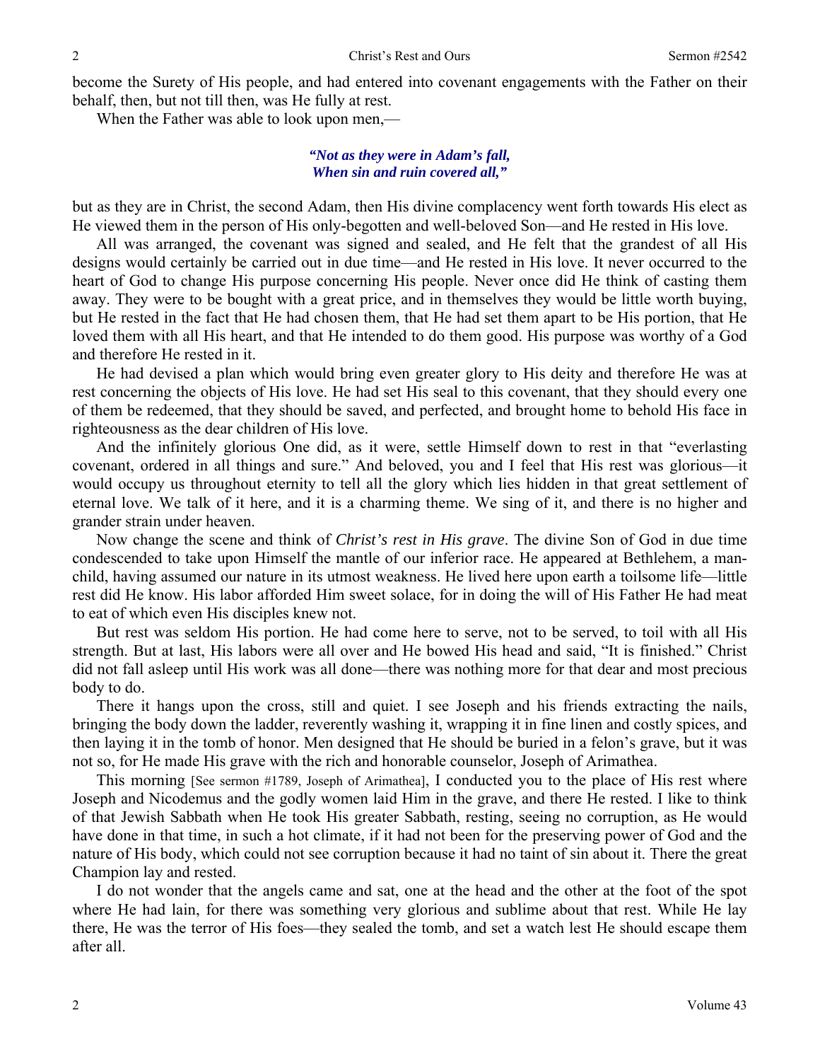become the Surety of His people, and had entered into covenant engagements with the Father on their behalf, then, but not till then, was He fully at rest.

When the Father was able to look upon men,—

> ***"Not as they were in Adam's fall,***
> ***When sin and ruin covered all,"***

but as they are in Christ, the second Adam, then His divine complacency went forth towards His elect as He viewed them in the person of His only-begotten and well-beloved Son—and He rested in His love.

All was arranged, the covenant was signed and sealed, and He felt that the grandest of all His designs would certainly be carried out in due time—and He rested in His love. It never occurred to the heart of God to change His purpose concerning His people. Never once did He think of casting them away. They were to be bought with a great price, and in themselves they would be little worth buying, but He rested in the fact that He had chosen them, that He had set them apart to be His portion, that He loved them with all His heart, and that He intended to do them good. His purpose was worthy of a God and therefore He rested in it.

He had devised a plan which would bring even greater glory to His deity and therefore He was at rest concerning the objects of His love. He had set His seal to this covenant, that they should every one of them be redeemed, that they should be saved, and perfected, and brought home to behold His face in righteousness as the dear children of His love.

And the infinitely glorious One did, as it were, settle Himself down to rest in that "everlasting covenant, ordered in all things and sure." And beloved, you and I feel that His rest was glorious—it would occupy us throughout eternity to tell all the glory which lies hidden in that great settlement of eternal love. We talk of it here, and it is a charming theme. We sing of it, and there is no higher and grander strain under heaven.

Now change the scene and think of *Christ's rest in His grave*. The divine Son of God in due time condescended to take upon Himself the mantle of our inferior race. He appeared at Bethlehem, a man-child, having assumed our nature in its utmost weakness. He lived here upon earth a toilsome life—little rest did He know. His labor afforded Him sweet solace, for in doing the will of His Father He had meat to eat of which even His disciples knew not.

But rest was seldom His portion. He had come here to serve, not to be served, to toil with all His strength. But at last, His labors were all over and He bowed His head and said, "It is finished." Christ did not fall asleep until His work was all done—there was nothing more for that dear and most precious body to do.

There it hangs upon the cross, still and quiet. I see Joseph and his friends extracting the nails, bringing the body down the ladder, reverently washing it, wrapping it in fine linen and costly spices, and then laying it in the tomb of honor. Men designed that He should be buried in a felon's grave, but it was not so, for He made His grave with the rich and honorable counselor, Joseph of Arimathea.

This morning [See sermon #1789, Joseph of Arimathea], I conducted you to the place of His rest where Joseph and Nicodemus and the godly women laid Him in the grave, and there He rested. I like to think of that Jewish Sabbath when He took His greater Sabbath, resting, seeing no corruption, as He would have done in that time, in such a hot climate, if it had not been for the preserving power of God and the nature of His body, which could not see corruption because it had no taint of sin about it. There the great Champion lay and rested.

I do not wonder that the angels came and sat, one at the head and the other at the foot of the spot where He had lain, for there was something very glorious and sublime about that rest. While He lay there, He was the terror of His foes—they sealed the tomb, and set a watch lest He should escape them after all.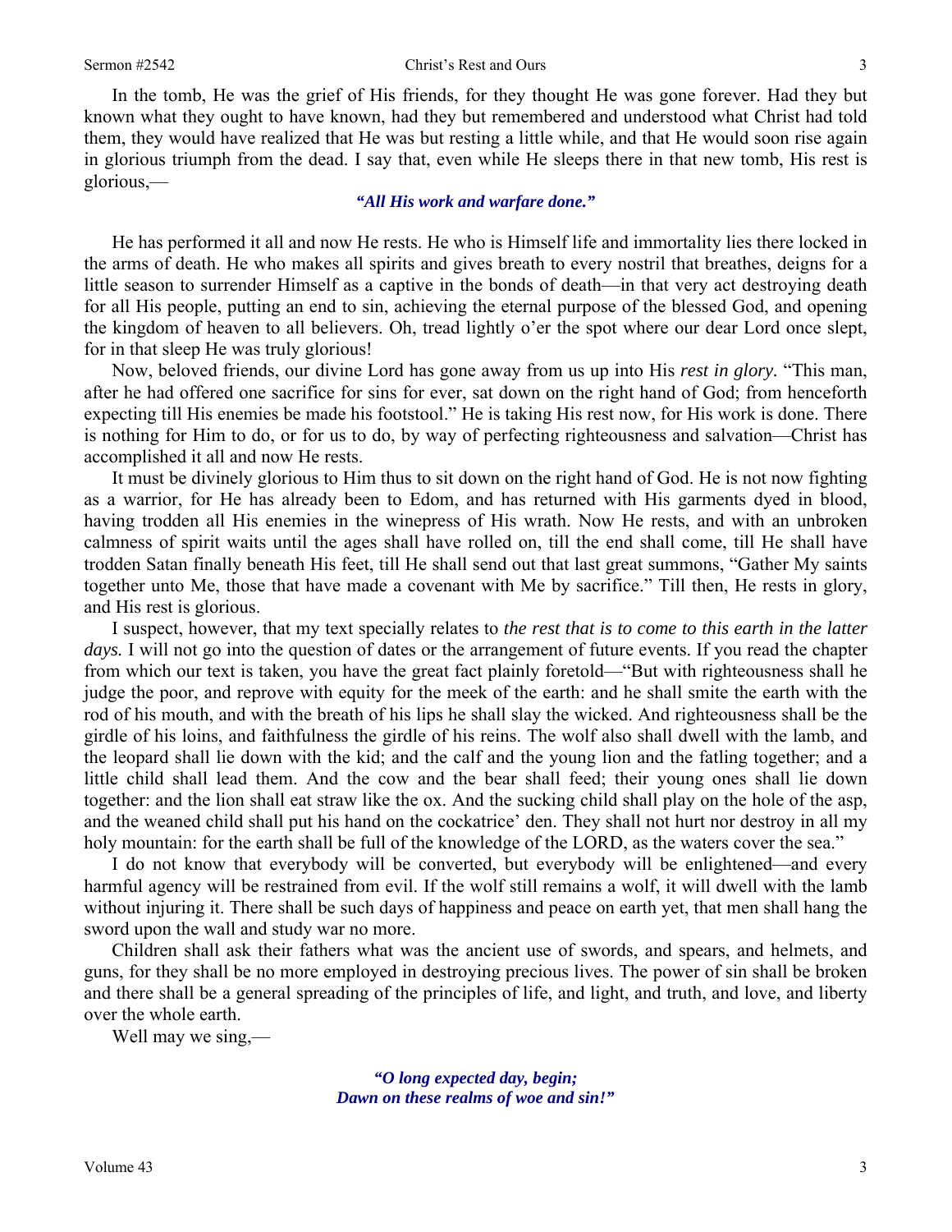In the tomb, He was the grief of His friends, for they thought He was gone forever. Had they but known what they ought to have known, had they but remembered and understood what Christ had told them, they would have realized that He was but resting a little while, and that He would soon rise again in glorious triumph from the dead. I say that, even while He sleeps there in that new tomb, His rest is glorious,—

> ***"All His work and warfare done."***

He has performed it all and now He rests. He who is Himself life and immortality lies there locked in the arms of death. He who makes all spirits and gives breath to every nostril that breathes, deigns for a little season to surrender Himself as a captive in the bonds of death—in that very act destroying death for all His people, putting an end to sin, achieving the eternal purpose of the blessed God, and opening the kingdom of heaven to all believers. Oh, tread lightly o'er the spot where our dear Lord once slept, for in that sleep He was truly glorious!

Now, beloved friends, our divine Lord has gone away from us up into His *rest in glory.* "This man, after he had offered one sacrifice for sins for ever, sat down on the right hand of God; from henceforth expecting till His enemies be made his footstool." He is taking His rest now, for His work is done. There is nothing for Him to do, or for us to do, by way of perfecting righteousness and salvation—Christ has accomplished it all and now He rests.

It must be divinely glorious to Him thus to sit down on the right hand of God. He is not now fighting as a warrior, for He has already been to Edom, and has returned with His garments dyed in blood, having trodden all His enemies in the winepress of His wrath. Now He rests, and with an unbroken calmness of spirit waits until the ages shall have rolled on, till the end shall come, till He shall have trodden Satan finally beneath His feet, till He shall send out that last great summons, "Gather My saints together unto Me, those that have made a covenant with Me by sacrifice." Till then, He rests in glory, and His rest is glorious.

I suspect, however, that my text specially relates to *the rest that is to come to this earth in the latter days.* I will not go into the question of dates or the arrangement of future events. If you read the chapter from which our text is taken, you have the great fact plainly foretold—"But with righteousness shall he judge the poor, and reprove with equity for the meek of the earth: and he shall smite the earth with the rod of his mouth, and with the breath of his lips he shall slay the wicked. And righteousness shall be the girdle of his loins, and faithfulness the girdle of his reins. The wolf also shall dwell with the lamb, and the leopard shall lie down with the kid; and the calf and the young lion and the fatling together; and a little child shall lead them. And the cow and the bear shall feed; their young ones shall lie down together: and the lion shall eat straw like the ox. And the sucking child shall play on the hole of the asp, and the weaned child shall put his hand on the cockatrice' den. They shall not hurt nor destroy in all my holy mountain: for the earth shall be full of the knowledge of the LORD, as the waters cover the sea."

I do not know that everybody will be converted, but everybody will be enlightened—and every harmful agency will be restrained from evil. If the wolf still remains a wolf, it will dwell with the lamb without injuring it. There shall be such days of happiness and peace on earth yet, that men shall hang the sword upon the wall and study war no more.

Children shall ask their fathers what was the ancient use of swords, and spears, and helmets, and guns, for they shall be no more employed in destroying precious lives. The power of sin shall be broken and there shall be a general spreading of the principles of life, and light, and truth, and love, and liberty over the whole earth.

Well may we sing,—

> ***"O long expected day, begin;***
> ***Dawn on these realms of woe and sin!"***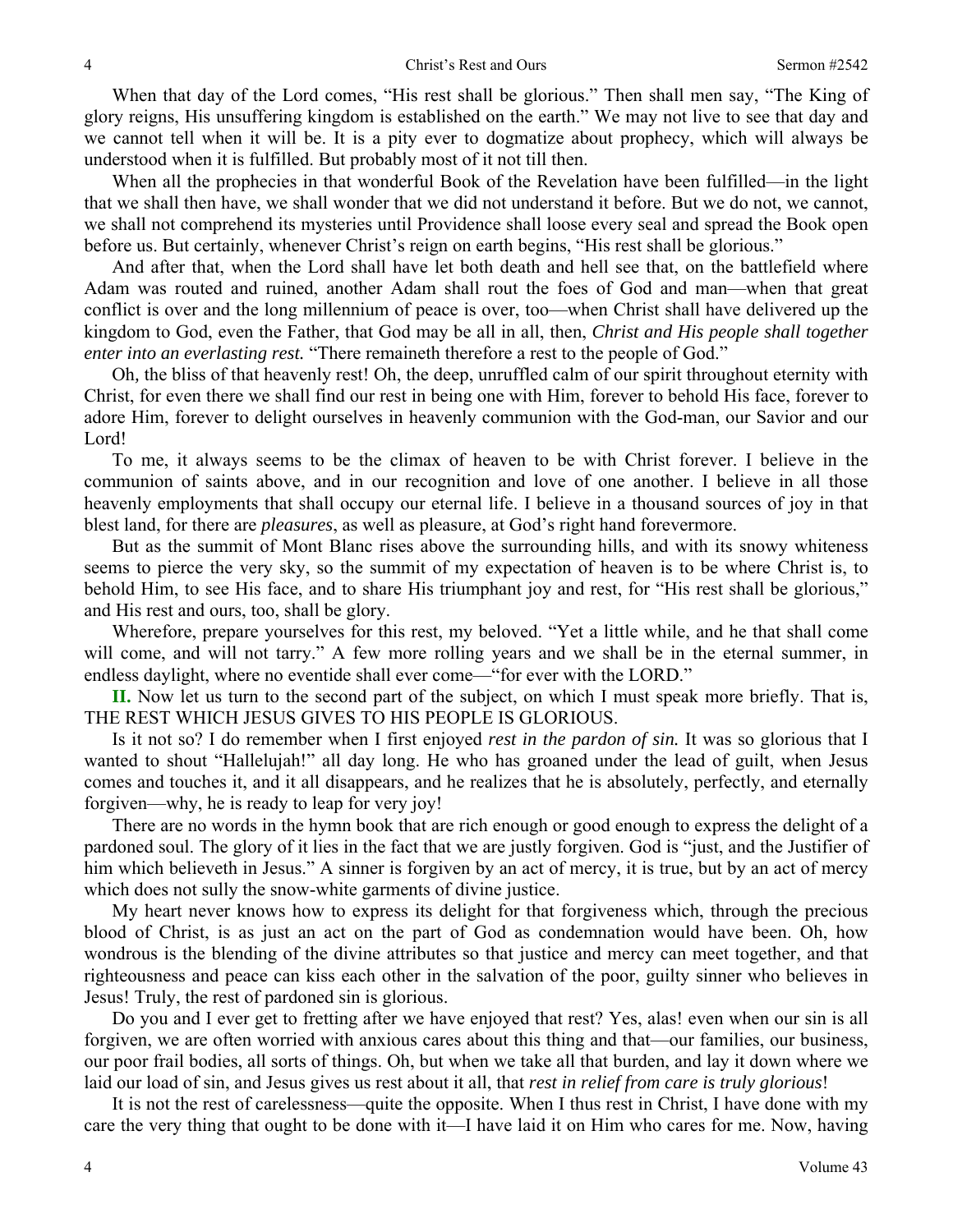When that day of the Lord comes, "His rest shall be glorious." Then shall men say, "The King of glory reigns, His unsuffering kingdom is established on the earth." We may not live to see that day and we cannot tell when it will be. It is a pity ever to dogmatize about prophecy, which will always be understood when it is fulfilled. But probably most of it not till then.

When all the prophecies in that wonderful Book of the Revelation have been fulfilled—in the light that we shall then have, we shall wonder that we did not understand it before. But we do not, we cannot, we shall not comprehend its mysteries until Providence shall loose every seal and spread the Book open before us. But certainly, whenever Christ's reign on earth begins, "His rest shall be glorious."

And after that, when the Lord shall have let both death and hell see that, on the battlefield where Adam was routed and ruined, another Adam shall rout the foes of God and man—when that great conflict is over and the long millennium of peace is over, too—when Christ shall have delivered up the kingdom to God, even the Father, that God may be all in all, then, *Christ and His people shall together enter into an everlasting rest.* "There remaineth therefore a rest to the people of God."

Oh, the bliss of that heavenly rest! Oh, the deep, unruffled calm of our spirit throughout eternity with Christ, for even there we shall find our rest in being one with Him, forever to behold His face, forever to adore Him, forever to delight ourselves in heavenly communion with the God-man, our Savior and our Lord!

To me, it always seems to be the climax of heaven to be with Christ forever. I believe in the communion of saints above, and in our recognition and love of one another. I believe in all those heavenly employments that shall occupy our eternal life. I believe in a thousand sources of joy in that blest land, for there are *pleasures*, as well as pleasure, at God's right hand forevermore.

But as the summit of Mont Blanc rises above the surrounding hills, and with its snowy whiteness seems to pierce the very sky, so the summit of my expectation of heaven is to be where Christ is, to behold Him, to see His face, and to share His triumphant joy and rest, for "His rest shall be glorious," and His rest and ours, too, shall be glory.

Wherefore, prepare yourselves for this rest, my beloved. "Yet a little while, and he that shall come will come, and will not tarry." A few more rolling years and we shall be in the eternal summer, in endless daylight, where no eventide shall ever come—"for ever with the LORD."

**II.** Now let us turn to the second part of the subject, on which I must speak more briefly. That is, THE REST WHICH JESUS GIVES TO HIS PEOPLE IS GLORIOUS.

Is it not so? I do remember when I first enjoyed *rest in the pardon of sin.* It was so glorious that I wanted to shout "Hallelujah!" all day long. He who has groaned under the lead of guilt, when Jesus comes and touches it, and it all disappears, and he realizes that he is absolutely, perfectly, and eternally forgiven—why, he is ready to leap for very joy!

There are no words in the hymn book that are rich enough or good enough to express the delight of a pardoned soul. The glory of it lies in the fact that we are justly forgiven. God is "just, and the Justifier of him which believeth in Jesus." A sinner is forgiven by an act of mercy, it is true, but by an act of mercy which does not sully the snow-white garments of divine justice.

My heart never knows how to express its delight for that forgiveness which, through the precious blood of Christ, is as just an act on the part of God as condemnation would have been. Oh, how wondrous is the blending of the divine attributes so that justice and mercy can meet together, and that righteousness and peace can kiss each other in the salvation of the poor, guilty sinner who believes in Jesus! Truly, the rest of pardoned sin is glorious.

Do you and I ever get to fretting after we have enjoyed that rest? Yes, alas! even when our sin is all forgiven, we are often worried with anxious cares about this thing and that—our families, our business, our poor frail bodies, all sorts of things. Oh, but when we take all that burden, and lay it down where we laid our load of sin, and Jesus gives us rest about it all, that *rest in relief from care is truly glorious*!

It is not the rest of carelessness—quite the opposite. When I thus rest in Christ, I have done with my care the very thing that ought to be done with it—I have laid it on Him who cares for me. Now, having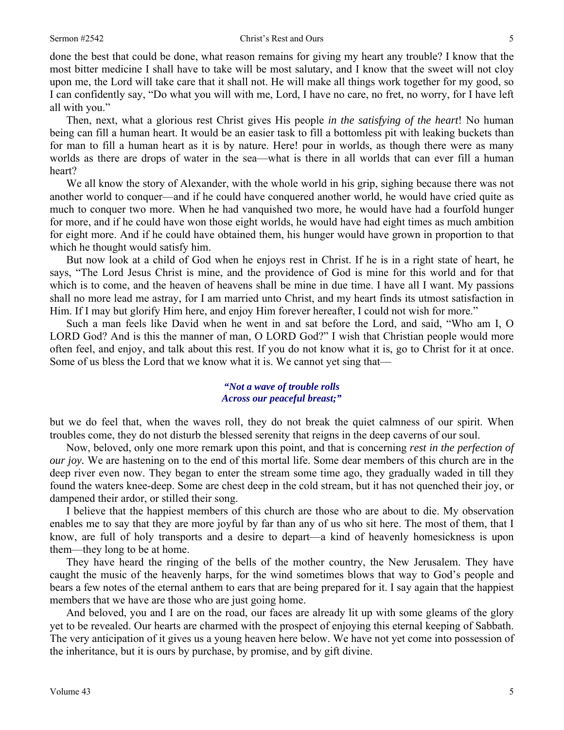done the best that could be done, what reason remains for giving my heart any trouble? I know that the most bitter medicine I shall have to take will be most salutary, and I know that the sweet will not cloy upon me, the Lord will take care that it shall not. He will make all things work together for my good, so I can confidently say, "Do what you will with me, Lord, I have no care, no fret, no worry, for I have left all with you."

Then, next, what a glorious rest Christ gives His people *in the satisfying of the heart*! No human being can fill a human heart. It would be an easier task to fill a bottomless pit with leaking buckets than for man to fill a human heart as it is by nature. Here! pour in worlds, as though there were as many worlds as there are drops of water in the sea—what is there in all worlds that can ever fill a human heart?

We all know the story of Alexander, with the whole world in his grip, sighing because there was not another world to conquer—and if he could have conquered another world, he would have cried quite as much to conquer two more. When he had vanquished two more, he would have had a fourfold hunger for more, and if he could have won those eight worlds, he would have had eight times as much ambition for eight more. And if he could have obtained them, his hunger would have grown in proportion to that which he thought would satisfy him.

But now look at a child of God when he enjoys rest in Christ. If he is in a right state of heart, he says, "The Lord Jesus Christ is mine, and the providence of God is mine for this world and for that which is to come, and the heaven of heavens shall be mine in due time. I have all I want. My passions shall no more lead me astray, for I am married unto Christ, and my heart finds its utmost satisfaction in Him. If I may but glorify Him here, and enjoy Him forever hereafter, I could not wish for more."

Such a man feels like David when he went in and sat before the Lord, and said, "Who am I, O LORD God? And is this the manner of man, O LORD God?" I wish that Christian people would more often feel, and enjoy, and talk about this rest. If you do not know what it is, go to Christ for it at once. Some of us bless the Lord that we know what it is. We cannot yet sing that—

*"Not a wave of trouble rolls*
*Across our peaceful breast;"*

but we do feel that, when the waves roll, they do not break the quiet calmness of our spirit. When troubles come, they do not disturb the blessed serenity that reigns in the deep caverns of our soul.

Now, beloved, only one more remark upon this point, and that is concerning *rest in the perfection of our joy.* We are hastening on to the end of this mortal life. Some dear members of this church are in the deep river even now. They began to enter the stream some time ago, they gradually waded in till they found the waters knee-deep. Some are chest deep in the cold stream, but it has not quenched their joy, or dampened their ardor, or stilled their song.

I believe that the happiest members of this church are those who are about to die. My observation enables me to say that they are more joyful by far than any of us who sit here. The most of them, that I know, are full of holy transports and a desire to depart—a kind of heavenly homesickness is upon them—they long to be at home.

They have heard the ringing of the bells of the mother country, the New Jerusalem. They have caught the music of the heavenly harps, for the wind sometimes blows that way to God's people and bears a few notes of the eternal anthem to ears that are being prepared for it. I say again that the happiest members that we have are those who are just going home.

And beloved, you and I are on the road, our faces are already lit up with some gleams of the glory yet to be revealed. Our hearts are charmed with the prospect of enjoying this eternal keeping of Sabbath. The very anticipation of it gives us a young heaven here below. We have not yet come into possession of the inheritance, but it is ours by purchase, by promise, and by gift divine.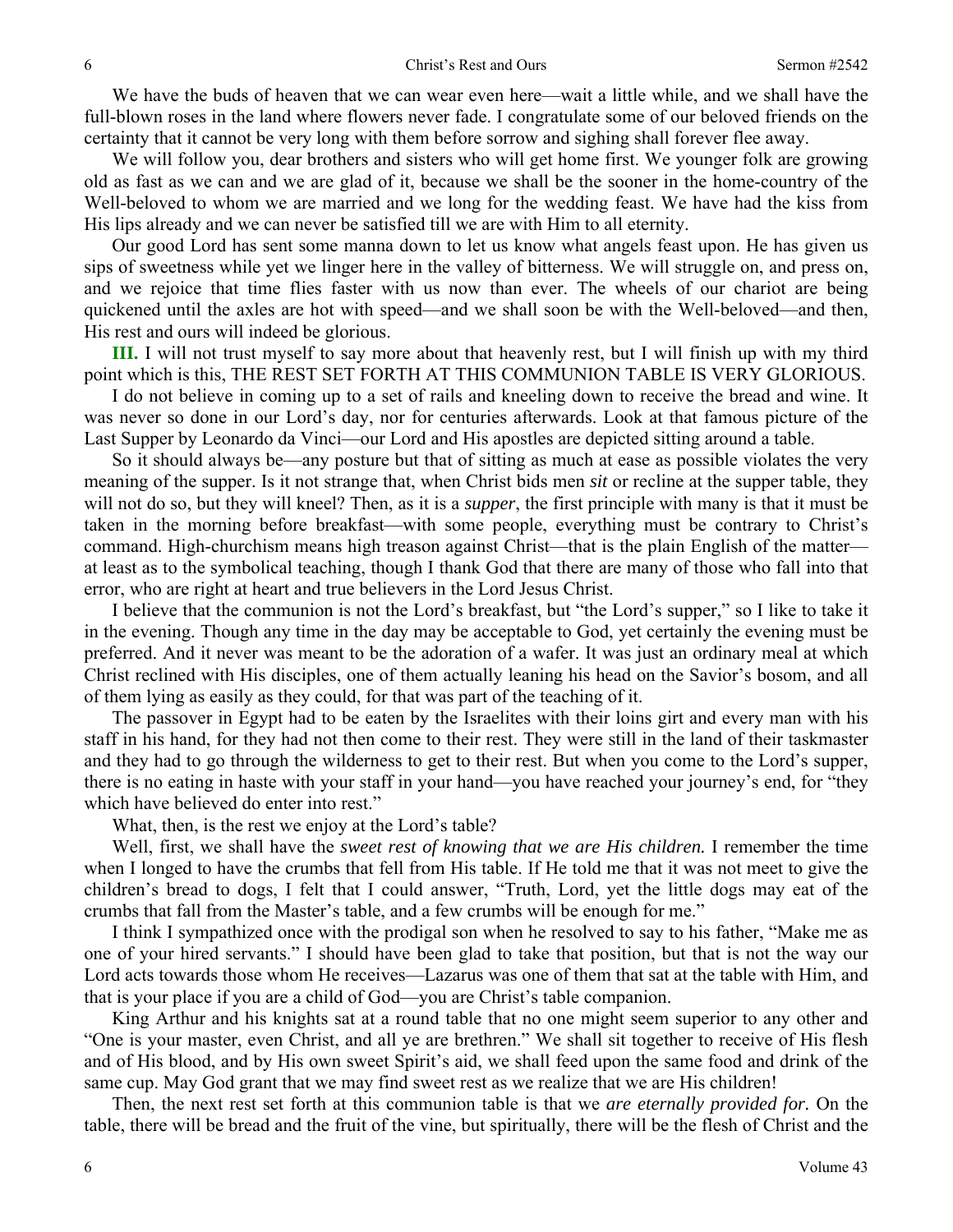We have the buds of heaven that we can wear even here—wait a little while, and we shall have the full-blown roses in the land where flowers never fade. I congratulate some of our beloved friends on the certainty that it cannot be very long with them before sorrow and sighing shall forever flee away.

We will follow you, dear brothers and sisters who will get home first. We younger folk are growing old as fast as we can and we are glad of it, because we shall be the sooner in the home-country of the Well-beloved to whom we are married and we long for the wedding feast. We have had the kiss from His lips already and we can never be satisfied till we are with Him to all eternity.

Our good Lord has sent some manna down to let us know what angels feast upon. He has given us sips of sweetness while yet we linger here in the valley of bitterness. We will struggle on, and press on, and we rejoice that time flies faster with us now than ever. The wheels of our chariot are being quickened until the axles are hot with speed—and we shall soon be with the Well-beloved—and then, His rest and ours will indeed be glorious.

**III.** I will not trust myself to say more about that heavenly rest, but I will finish up with my third point which is this, THE REST SET FORTH AT THIS COMMUNION TABLE IS VERY GLORIOUS.

I do not believe in coming up to a set of rails and kneeling down to receive the bread and wine. It was never so done in our Lord's day, nor for centuries afterwards. Look at that famous picture of the Last Supper by Leonardo da Vinci—our Lord and His apostles are depicted sitting around a table.

So it should always be—any posture but that of sitting as much at ease as possible violates the very meaning of the supper. Is it not strange that, when Christ bids men *sit* or recline at the supper table, they will not do so, but they will kneel? Then, as it is a *supper*, the first principle with many is that it must be taken in the morning before breakfast—with some people, everything must be contrary to Christ's command. High-churchism means high treason against Christ—that is the plain English of the matter—at least as to the symbolical teaching, though I thank God that there are many of those who fall into that error, who are right at heart and true believers in the Lord Jesus Christ.

I believe that the communion is not the Lord's breakfast, but "the Lord's supper," so I like to take it in the evening. Though any time in the day may be acceptable to God, yet certainly the evening must be preferred. And it never was meant to be the adoration of a wafer. It was just an ordinary meal at which Christ reclined with His disciples, one of them actually leaning his head on the Savior's bosom, and all of them lying as easily as they could, for that was part of the teaching of it.

The passover in Egypt had to be eaten by the Israelites with their loins girt and every man with his staff in his hand, for they had not then come to their rest. They were still in the land of their taskmaster and they had to go through the wilderness to get to their rest. But when you come to the Lord's supper, there is no eating in haste with your staff in your hand—you have reached your journey's end, for "they which have believed do enter into rest."

What, then, is the rest we enjoy at the Lord's table?

Well, first, we shall have the *sweet rest of knowing that we are His children.* I remember the time when I longed to have the crumbs that fell from His table. If He told me that it was not meet to give the children's bread to dogs, I felt that I could answer, "Truth, Lord, yet the little dogs may eat of the crumbs that fall from the Master's table, and a few crumbs will be enough for me."

I think I sympathized once with the prodigal son when he resolved to say to his father, "Make me as one of your hired servants." I should have been glad to take that position, but that is not the way our Lord acts towards those whom He receives—Lazarus was one of them that sat at the table with Him, and that is your place if you are a child of God—you are Christ's table companion.

King Arthur and his knights sat at a round table that no one might seem superior to any other and "One is your master, even Christ, and all ye are brethren." We shall sit together to receive of His flesh and of His blood, and by His own sweet Spirit's aid, we shall feed upon the same food and drink of the same cup. May God grant that we may find sweet rest as we realize that we are His children!

Then, the next rest set forth at this communion table is that we *are eternally provided for.* On the table, there will be bread and the fruit of the vine, but spiritually, there will be the flesh of Christ and the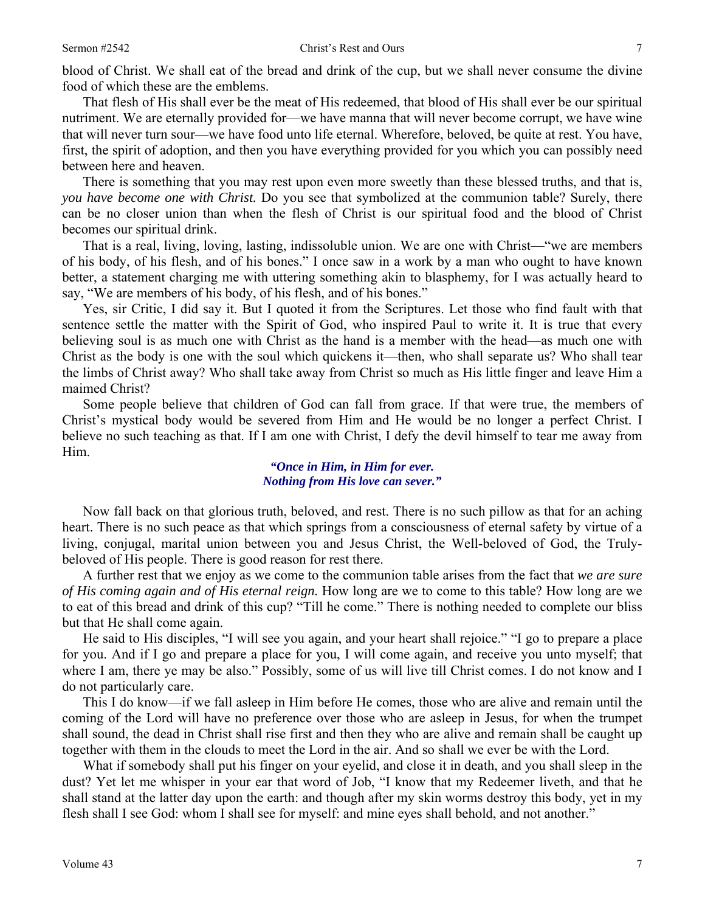blood of Christ. We shall eat of the bread and drink of the cup, but we shall never consume the divine food of which these are the emblems.

That flesh of His shall ever be the meat of His redeemed, that blood of His shall ever be our spiritual nutriment. We are eternally provided for—we have manna that will never become corrupt, we have wine that will never turn sour—we have food unto life eternal. Wherefore, beloved, be quite at rest. You have, first, the spirit of adoption, and then you have everything provided for you which you can possibly need between here and heaven.

There is something that you may rest upon even more sweetly than these blessed truths, and that is, *you have become one with Christ.* Do you see that symbolized at the communion table? Surely, there can be no closer union than when the flesh of Christ is our spiritual food and the blood of Christ becomes our spiritual drink.

That is a real, living, loving, lasting, indissoluble union. We are one with Christ—"we are members of his body, of his flesh, and of his bones." I once saw in a work by a man who ought to have known better, a statement charging me with uttering something akin to blasphemy, for I was actually heard to say, "We are members of his body, of his flesh, and of his bones."

Yes, sir Critic, I did say it. But I quoted it from the Scriptures. Let those who find fault with that sentence settle the matter with the Spirit of God, who inspired Paul to write it. It is true that every believing soul is as much one with Christ as the hand is a member with the head—as much one with Christ as the body is one with the soul which quickens it—then, who shall separate us? Who shall tear the limbs of Christ away? Who shall take away from Christ so much as His little finger and leave Him a maimed Christ?

Some people believe that children of God can fall from grace. If that were true, the members of Christ's mystical body would be severed from Him and He would be no longer a perfect Christ. I believe no such teaching as that. If I am one with Christ, I defy the devil himself to tear me away from Him.

***"Once in Him, in Him for ever.***
***Nothing from His love can sever."***

Now fall back on that glorious truth, beloved, and rest. There is no such pillow as that for an aching heart. There is no such peace as that which springs from a consciousness of eternal safety by virtue of a living, conjugal, marital union between you and Jesus Christ, the Well-beloved of God, the Truly-beloved of His people. There is good reason for rest there.

A further rest that we enjoy as we come to the communion table arises from the fact that *we are sure of His coming again and of His eternal reign.* How long are we to come to this table? How long are we to eat of this bread and drink of this cup? "Till he come." There is nothing needed to complete our bliss but that He shall come again.

He said to His disciples, "I will see you again, and your heart shall rejoice." "I go to prepare a place for you. And if I go and prepare a place for you, I will come again, and receive you unto myself; that where I am, there ye may be also." Possibly, some of us will live till Christ comes. I do not know and I do not particularly care.

This I do know—if we fall asleep in Him before He comes, those who are alive and remain until the coming of the Lord will have no preference over those who are asleep in Jesus, for when the trumpet shall sound, the dead in Christ shall rise first and then they who are alive and remain shall be caught up together with them in the clouds to meet the Lord in the air. And so shall we ever be with the Lord.

What if somebody shall put his finger on your eyelid, and close it in death, and you shall sleep in the dust? Yet let me whisper in your ear that word of Job, "I know that my Redeemer liveth, and that he shall stand at the latter day upon the earth: and though after my skin worms destroy this body, yet in my flesh shall I see God: whom I shall see for myself: and mine eyes shall behold, and not another."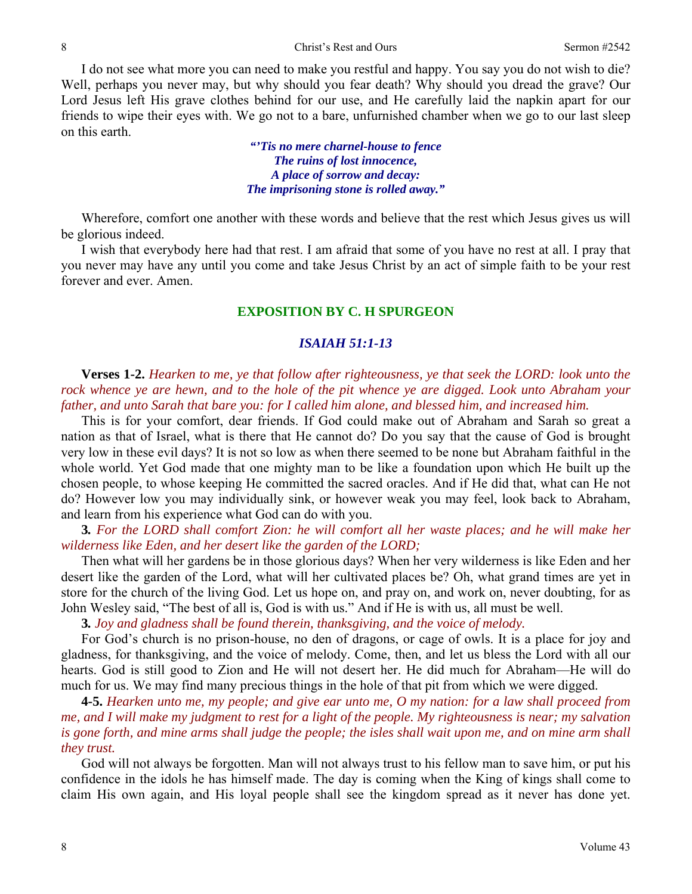I do not see what more you can need to make you restful and happy. You say you do not wish to die? Well, perhaps you never may, but why should you fear death? Why should you dread the grave? Our Lord Jesus left His grave clothes behind for our use, and He carefully laid the napkin apart for our friends to wipe their eyes with. We go not to a bare, unfurnished chamber when we go to our last sleep on this earth.

> ***"'Tis no mere charnel-house to fence***
> ***The ruins of lost innocence,***
> ***A place of sorrow and decay:***
> ***The imprisoning stone is rolled away."***

Wherefore, comfort one another with these words and believe that the rest which Jesus gives us will be glorious indeed.

I wish that everybody here had that rest. I am afraid that some of you have no rest at all. I pray that you never may have any until you come and take Jesus Christ by an act of simple faith to be your rest forever and ever. Amen.

## EXPOSITION BY C. H SPURGEON

### *ISAIAH 51:1-13*

**Verses 1-2.** *Hearken to me, ye that follow after righteousness, ye that seek the LORD: look unto the rock whence ye are hewn, and to the hole of the pit whence ye are digged. Look unto Abraham your father, and unto Sarah that bare you: for I called him alone, and blessed him, and increased him.*

This is for your comfort, dear friends. If God could make out of Abraham and Sarah so great a nation as that of Israel, what is there that He cannot do? Do you say that the cause of God is brought very low in these evil days? It is not so low as when there seemed to be none but Abraham faithful in the whole world. Yet God made that one mighty man to be like a foundation upon which He built up the chosen people, to whose keeping He committed the sacred oracles. And if He did that, what can He not do? However low you may individually sink, or however weak you may feel, look back to Abraham, and learn from his experience what God can do with you.

**3.** *For the LORD shall comfort Zion: he will comfort all her waste places; and he will make her wilderness like Eden, and her desert like the garden of the LORD;*

Then what will her gardens be in those glorious days? When her very wilderness is like Eden and her desert like the garden of the Lord, what will her cultivated places be? Oh, what grand times are yet in store for the church of the living God. Let us hope on, and pray on, and work on, never doubting, for as John Wesley said, "The best of all is, God is with us." And if He is with us, all must be well.

**3.** *Joy and gladness shall be found therein, thanksgiving, and the voice of melody.*

For God's church is no prison-house, no den of dragons, or cage of owls. It is a place for joy and gladness, for thanksgiving, and the voice of melody. Come, then, and let us bless the Lord with all our hearts. God is still good to Zion and He will not desert her. He did much for Abraham—He will do much for us. We may find many precious things in the hole of that pit from which we were digged.

**4-5.** *Hearken unto me, my people; and give ear unto me, O my nation: for a law shall proceed from me, and I will make my judgment to rest for a light of the people. My righteousness is near; my salvation is gone forth, and mine arms shall judge the people; the isles shall wait upon me, and on mine arm shall they trust.*

God will not always be forgotten. Man will not always trust to his fellow man to save him, or put his confidence in the idols he has himself made. The day is coming when the King of kings shall come to claim His own again, and His loyal people shall see the kingdom spread as it never has done yet.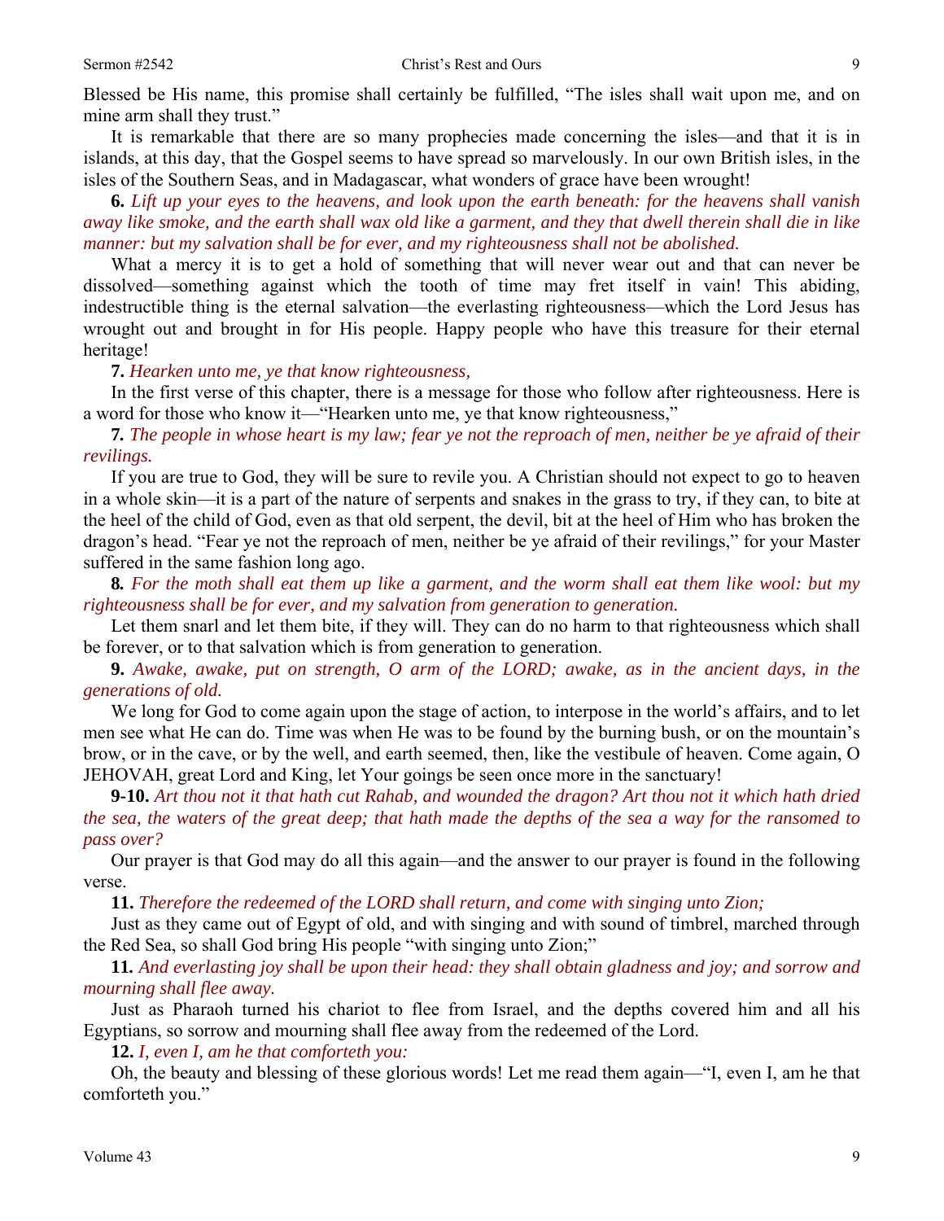Blessed be His name, this promise shall certainly be fulfilled, "The isles shall wait upon me, and on mine arm shall they trust."

It is remarkable that there are so many prophecies made concerning the isles—and that it is in islands, at this day, that the Gospel seems to have spread so marvelously. In our own British isles, in the isles of the Southern Seas, and in Madagascar, what wonders of grace have been wrought!

**6.** *Lift up your eyes to the heavens, and look upon the earth beneath: for the heavens shall vanish away like smoke, and the earth shall wax old like a garment, and they that dwell therein shall die in like manner: but my salvation shall be for ever, and my righteousness shall not be abolished.*

What a mercy it is to get a hold of something that will never wear out and that can never be dissolved—something against which the tooth of time may fret itself in vain! This abiding, indestructible thing is the eternal salvation—the everlasting righteousness—which the Lord Jesus has wrought out and brought in for His people. Happy people who have this treasure for their eternal heritage!

**7.** *Hearken unto me, ye that know righteousness,*

In the first verse of this chapter, there is a message for those who follow after righteousness. Here is a word for those who know it—"Hearken unto me, ye that know righteousness,"

**7.** *The people in whose heart is my law; fear ye not the reproach of men, neither be ye afraid of their revilings.*

If you are true to God, they will be sure to revile you. A Christian should not expect to go to heaven in a whole skin—it is a part of the nature of serpents and snakes in the grass to try, if they can, to bite at the heel of the child of God, even as that old serpent, the devil, bit at the heel of Him who has broken the dragon's head. "Fear ye not the reproach of men, neither be ye afraid of their revilings," for your Master suffered in the same fashion long ago.

**8.** *For the moth shall eat them up like a garment, and the worm shall eat them like wool: but my righteousness shall be for ever, and my salvation from generation to generation.*

Let them snarl and let them bite, if they will. They can do no harm to that righteousness which shall be forever, or to that salvation which is from generation to generation.

**9.** *Awake, awake, put on strength, O arm of the LORD; awake, as in the ancient days, in the generations of old.*

We long for God to come again upon the stage of action, to interpose in the world's affairs, and to let men see what He can do. Time was when He was to be found by the burning bush, or on the mountain's brow, or in the cave, or by the well, and earth seemed, then, like the vestibule of heaven. Come again, O JEHOVAH, great Lord and King, let Your goings be seen once more in the sanctuary!

**9-10.** *Art thou not it that hath cut Rahab, and wounded the dragon? Art thou not it which hath dried the sea, the waters of the great deep; that hath made the depths of the sea a way for the ransomed to pass over?*

Our prayer is that God may do all this again—and the answer to our prayer is found in the following verse.

**11.** *Therefore the redeemed of the LORD shall return, and come with singing unto Zion;*

Just as they came out of Egypt of old, and with singing and with sound of timbrel, marched through the Red Sea, so shall God bring His people "with singing unto Zion;"

**11.** *And everlasting joy shall be upon their head: they shall obtain gladness and joy; and sorrow and mourning shall flee away.*

Just as Pharaoh turned his chariot to flee from Israel, and the depths covered him and all his Egyptians, so sorrow and mourning shall flee away from the redeemed of the Lord.

**12.** *I, even I, am he that comforteth you:*

Oh, the beauty and blessing of these glorious words! Let me read them again—"I, even I, am he that comforteth you."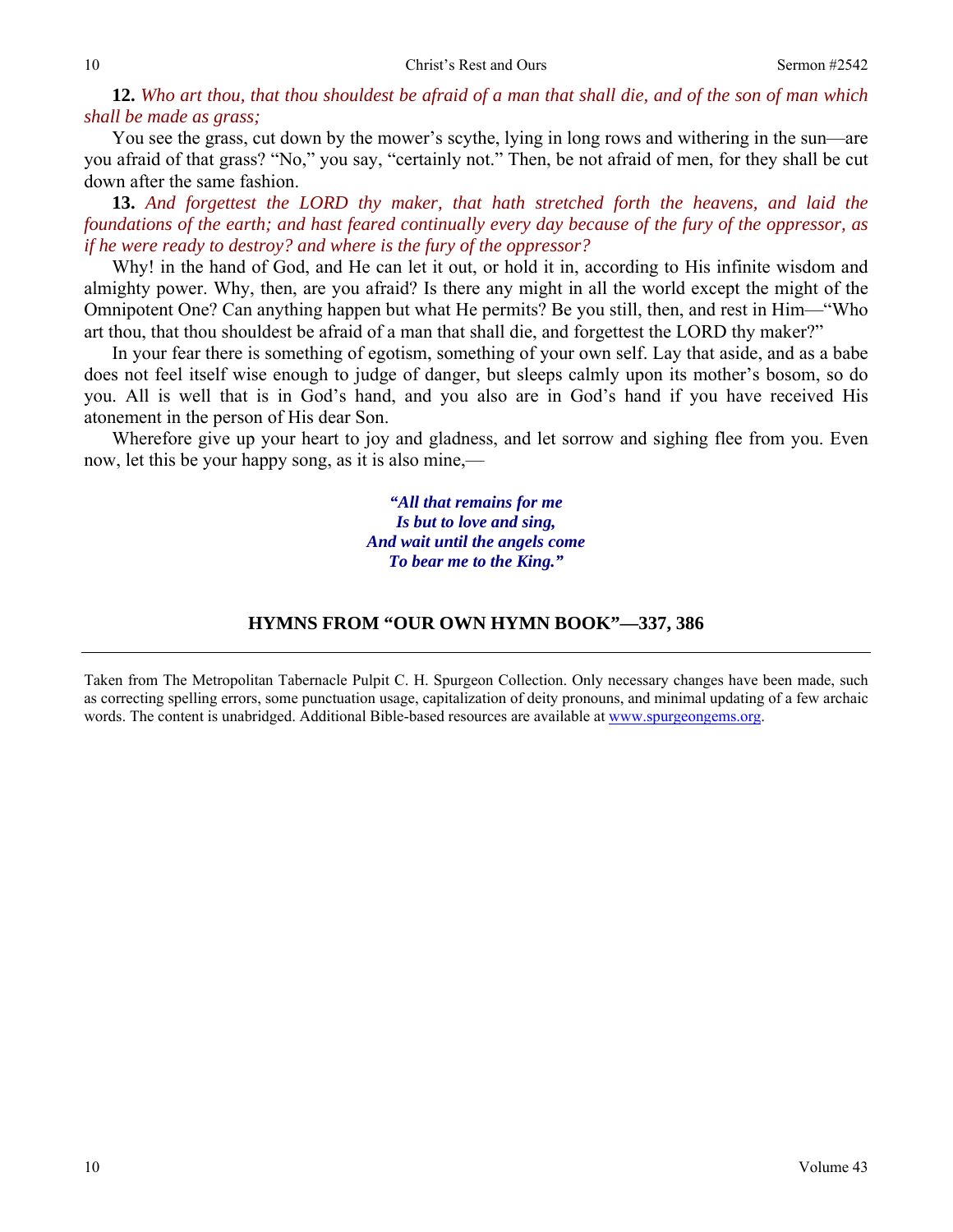**12.** *Who art thou, that thou shouldest be afraid of a man that shall die, and of the son of man which shall be made as grass;*

You see the grass, cut down by the mower's scythe, lying in long rows and withering in the sun—are you afraid of that grass? "No," you say, "certainly not." Then, be not afraid of men, for they shall be cut down after the same fashion.

**13.** *And forgettest the LORD thy maker, that hath stretched forth the heavens, and laid the foundations of the earth; and hast feared continually every day because of the fury of the oppressor, as if he were ready to destroy? and where is the fury of the oppressor?*

Why! in the hand of God, and He can let it out, or hold it in, according to His infinite wisdom and almighty power. Why, then, are you afraid? Is there any might in all the world except the might of the Omnipotent One? Can anything happen but what He permits? Be you still, then, and rest in Him—"Who art thou, that thou shouldest be afraid of a man that shall die, and forgettest the LORD thy maker?"

In your fear there is something of egotism, something of your own self. Lay that aside, and as a babe does not feel itself wise enough to judge of danger, but sleeps calmly upon its mother's bosom, so do you. All is well that is in God's hand, and you also are in God's hand if you have received His atonement in the person of His dear Son.

Wherefore give up your heart to joy and gladness, and let sorrow and sighing flee from you. Even now, let this be your happy song, as it is also mine,—

> ***"All that remains for me***
> ***Is but to love and sing,***
> ***And wait until the angels come***
> ***To bear me to the King."***

## HYMNS FROM "OUR OWN HYMN BOOK"—337, 386

---

Taken from The Metropolitan Tabernacle Pulpit C. H. Spurgeon Collection. Only necessary changes have been made, such as correcting spelling errors, some punctuation usage, capitalization of deity pronouns, and minimal updating of a few archaic words. The content is unabridged. Additional Bible-based resources are available at www.spurgeongems.org.